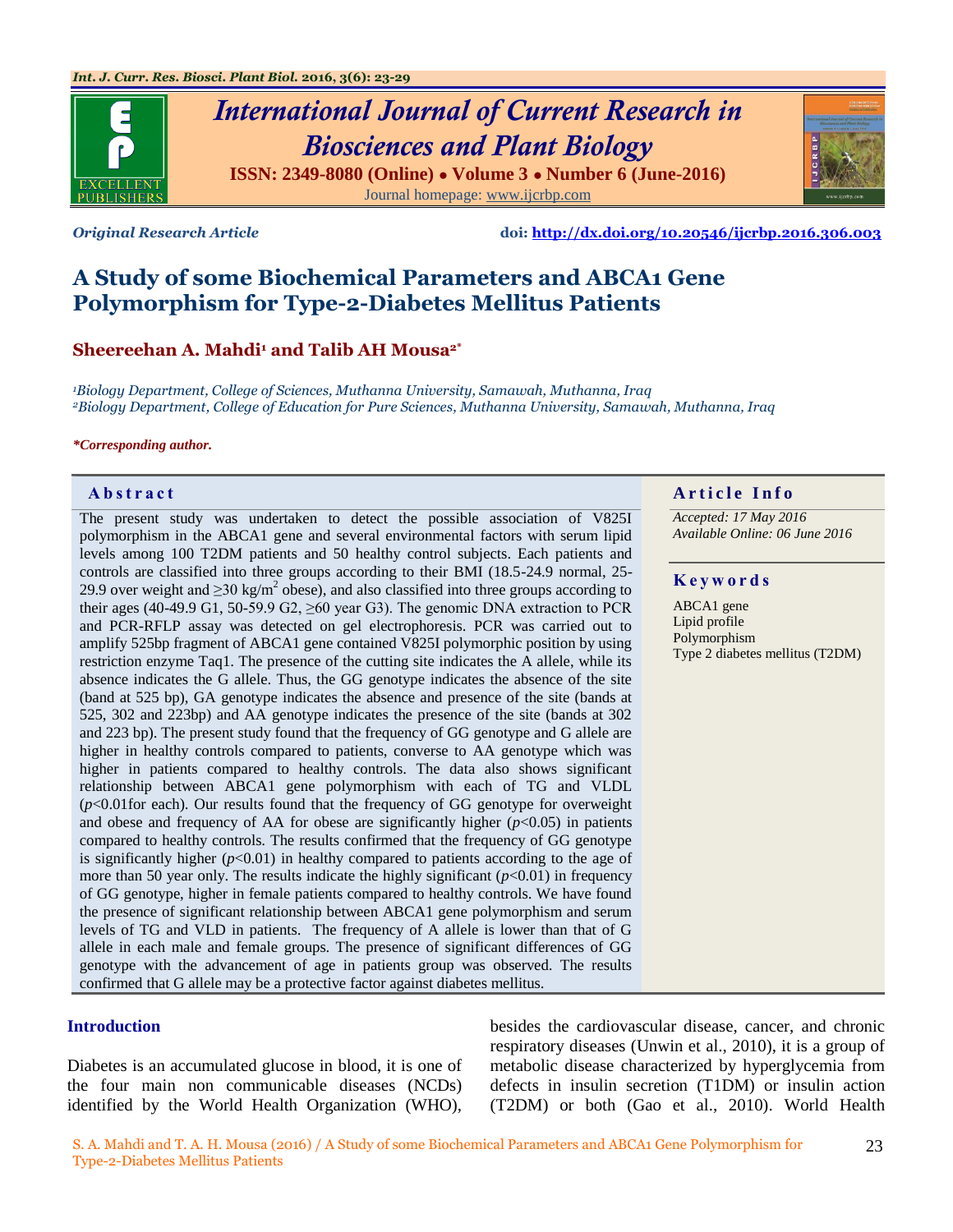*Original Research Article* **doi: http://dx.doi.org/10.20546/ijcrbp.2016.306.003**

# A Study of some Biochemical Parameters and ABCA1 Gene Polymorphism for Type-2-Diabetes Mellitus Patients

**Sheereehan A. Mahdi[1] and Talib AH Mousa[2*]**

*[1]Biology Department, College of Sciences, Muthanna University, Samawah, Muthanna, Iraq*
*[2]Biology Department, College of Education for Pure Sciences, Muthanna University, Samawah, Muthanna, Iraq*

***Corresponding author.**

## Abstract

The present study was undertaken to detect the possible association of V825I polymorphism in the ABCA1 gene and several environmental factors with serum lipid levels among 100 T2DM patients and 50 healthy control subjects. Each patients and controls are classified into three groups according to their BMI (18.5-24.9 normal, 25-29.9 over weight and ≥30 kg/m$^2$ obese), and also classified into three groups according to their ages (40-49.9 G1, 50-59.9 G2, ≥60 year G3). The genomic DNA extraction to PCR and PCR-RFLP assay was detected on gel electrophoresis. PCR was carried out to amplify 525bp fragment of ABCA1 gene contained V825I polymorphic position by using restriction enzyme Taq1. The presence of the cutting site indicates the A allele, while its absence indicates the G allele. Thus, the GG genotype indicates the absence of the site (band at 525 bp), GA genotype indicates the absence and presence of the site (bands at 525, 302 and 223bp) and AA genotype indicates the presence of the site (bands at 302 and 223 bp). The present study found that the frequency of GG genotype and G allele are higher in healthy controls compared to patients, converse to AA genotype which was higher in patients compared to healthy controls. The data also shows significant relationship between ABCA1 gene polymorphism with each of TG and VLDL ($p$<0.01for each). Our results found that the frequency of GG genotype for overweight and obese and frequency of AA for obese are significantly higher ($p$<0.05) in patients compared to healthy controls. The results confirmed that the frequency of GG genotype is significantly higher ($p$<0.01) in healthy compared to patients according to the age of more than 50 year only. The results indicate the highly significant ($p$<0.01) in frequency of GG genotype, higher in female patients compared to healthy controls. We have found the presence of significant relationship between ABCA1 gene polymorphism and serum levels of TG and VLD in patients. The frequency of A allele is lower than that of G allele in each male and female groups. The presence of significant differences of GG genotype with the advancement of age in patients group was observed. The results confirmed that G allele may be a protective factor against diabetes mellitus.

## Article Info

*Accepted: 17 May 2016*
*Available Online: 06 June 2016*

## Keywords

ABCA1 gene
Lipid profile
Polymorphism
Type 2 diabetes mellitus (T2DM)

## Introduction

Diabetes is an accumulated glucose in blood, it is one of the four main non communicable diseases (NCDs) identified by the World Health Organization (WHO), besides the cardiovascular disease, cancer, and chronic respiratory diseases (Unwin et al., 2010), it is a group of metabolic disease characterized by hyperglycemia from defects in insulin secretion (T1DM) or insulin action (T2DM) or both (Gao et al., 2010). World Health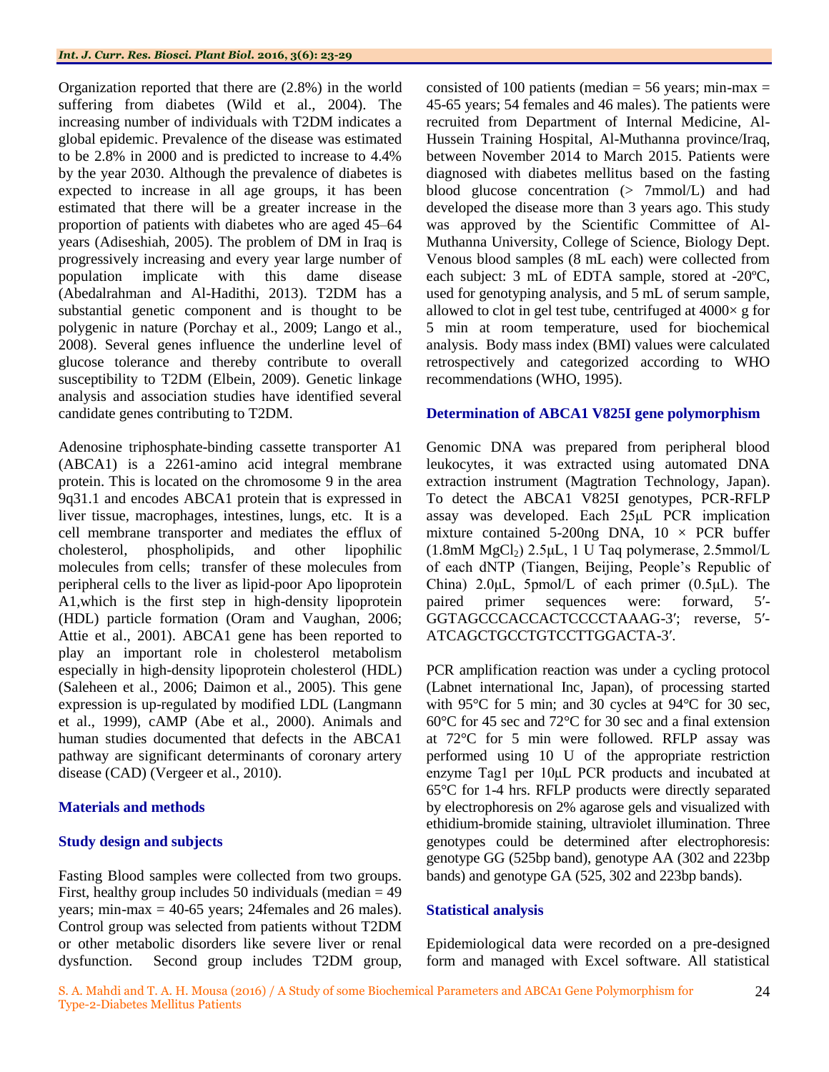Organization reported that there are (2.8%) in the world suffering from diabetes (Wild et al., 2004). The increasing number of individuals with T2DM indicates a global epidemic. Prevalence of the disease was estimated to be 2.8% in 2000 and is predicted to increase to 4.4% by the year 2030. Although the prevalence of diabetes is expected to increase in all age groups, it has been estimated that there will be a greater increase in the proportion of patients with diabetes who are aged 45–64 years (Adiseshiah, 2005). The problem of DM in Iraq is progressively increasing and every year large number of population implicate with this dame disease (Abedalrahman and Al-Hadithi, 2013). T2DM has a substantial genetic component and is thought to be polygenic in nature (Porchay et al., 2009; Lango et al., 2008). Several genes influence the underline level of glucose tolerance and thereby contribute to overall susceptibility to T2DM (Elbein, 2009). Genetic linkage analysis and association studies have identified several candidate genes contributing to T2DM.

Adenosine triphosphate-binding cassette transporter A1 (ABCA1) is a 2261-amino acid integral membrane protein. This is located on the chromosome 9 in the area 9q31.1 and encodes ABCA1 protein that is expressed in liver tissue, macrophages, intestines, lungs, etc. It is a cell membrane transporter and mediates the efflux of cholesterol, phospholipids, and other lipophilic molecules from cells; transfer of these molecules from peripheral cells to the liver as lipid-poor Apo lipoprotein A1,which is the first step in high-density lipoprotein (HDL) particle formation (Oram and Vaughan, 2006; Attie et al., 2001). ABCA1 gene has been reported to play an important role in cholesterol metabolism especially in high-density lipoprotein cholesterol (HDL) (Saleheen et al., 2006; Daimon et al., 2005). This gene expression is up-regulated by modified LDL (Langmann et al., 1999), cAMP (Abe et al., 2000). Animals and human studies documented that defects in the ABCA1 pathway are significant determinants of coronary artery disease (CAD) (Vergeer et al., 2010).

## Materials and methods

### Study design and subjects

Fasting Blood samples were collected from two groups. First, healthy group includes 50 individuals (median = 49 years; min-max = 40-65 years; 24females and 26 males). Control group was selected from patients without T2DM or other metabolic disorders like severe liver or renal dysfunction. Second group includes T2DM group, consisted of 100 patients (median = 56 years; min-max = 45-65 years; 54 females and 46 males). The patients were recruited from Department of Internal Medicine, Al-Hussein Training Hospital, Al-Muthanna province/Iraq, between November 2014 to March 2015. Patients were diagnosed with diabetes mellitus based on the fasting blood glucose concentration (> 7mmol/L) and had developed the disease more than 3 years ago. This study was approved by the Scientific Committee of Al-Muthanna University, College of Science, Biology Dept. Venous blood samples (8 mL each) were collected from each subject: 3 mL of EDTA sample, stored at -20ºC, used for genotyping analysis, and 5 mL of serum sample, allowed to clot in gel test tube, centrifuged at 4000× g for 5 min at room temperature, used for biochemical analysis. Body mass index (BMI) values were calculated retrospectively and categorized according to WHO recommendations (WHO, 1995).

### Determination of ABCA1 V825I gene polymorphism

Genomic DNA was prepared from peripheral blood leukocytes, it was extracted using automated DNA extraction instrument (Magtration Technology, Japan). To detect the ABCA1 V825I genotypes, PCR-RFLP assay was developed. Each 25μL PCR implication mixture contained 5-200ng DNA, 10 × PCR buffer (1.8mM $MgCl_2$) 2.5μL, 1 U Taq polymerase, 2.5mmol/L of each dNTP (Tiangen, Beijing, People's Republic of China) 2.0μL, 5pmol/L of each primer (0.5μL). The paired primer sequences were: forward, 5′-GGTAGCCCACCACTCCCCTAAAG-3′; reverse, 5′-ATCAGCTGCCTGTCCTTGGACTA-3′.

PCR amplification reaction was under a cycling protocol (Labnet international Inc, Japan), of processing started with 95°C for 5 min; and 30 cycles at 94°C for 30 sec, 60°C for 45 sec and 72°C for 30 sec and a final extension at 72°C for 5 min were followed. RFLP assay was performed using 10 U of the appropriate restriction enzyme Tag1 per 10μL PCR products and incubated at 65°C for 1-4 hrs. RFLP products were directly separated by electrophoresis on 2% agarose gels and visualized with ethidium-bromide staining, ultraviolet illumination. Three genotypes could be determined after electrophoresis: genotype GG (525bp band), genotype AA (302 and 223bp bands) and genotype GA (525, 302 and 223bp bands).

### Statistical analysis

Epidemiological data were recorded on a pre-designed form and managed with Excel software. All statistical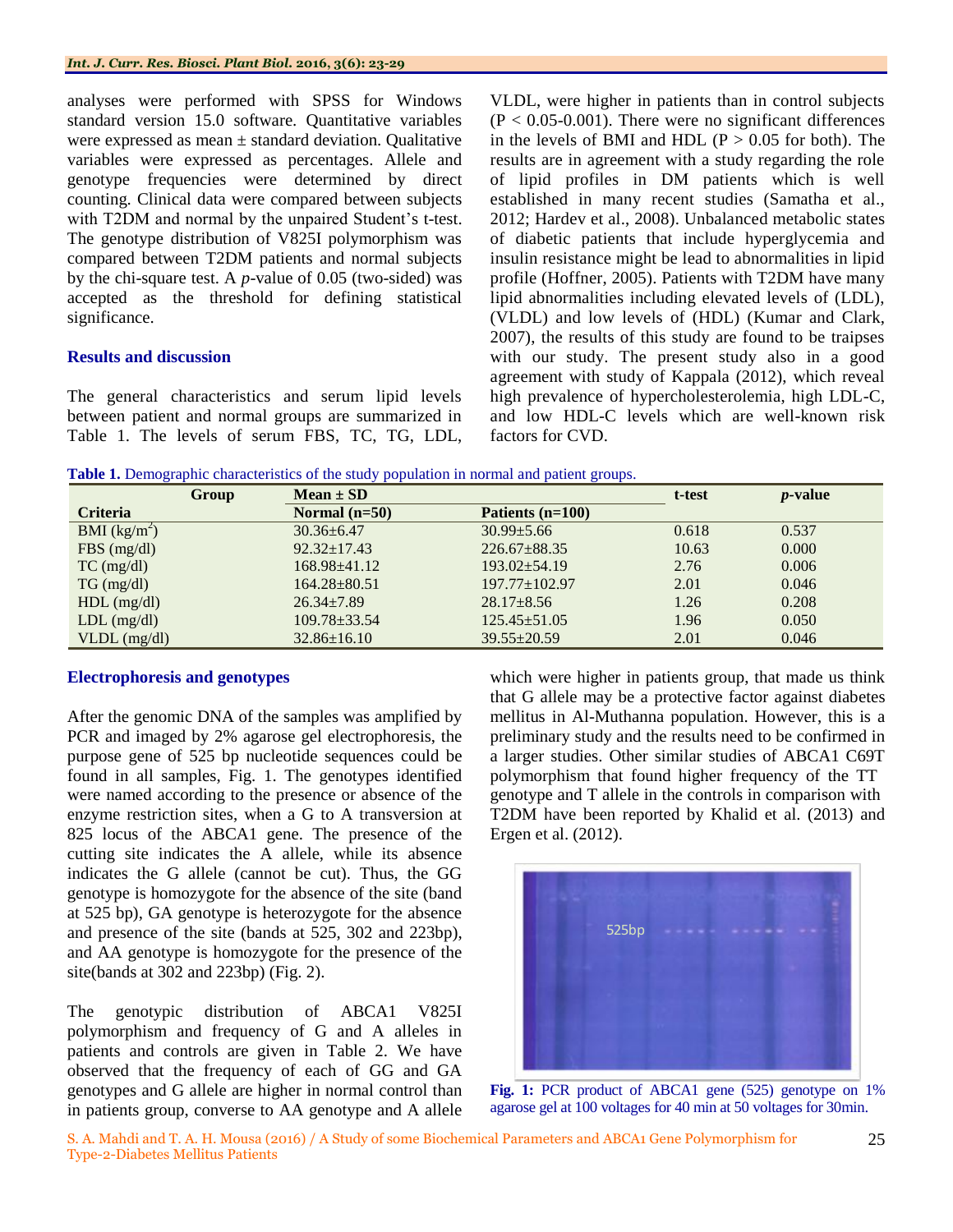analyses were performed with SPSS for Windows standard version 15.0 software. Quantitative variables were expressed as mean ± standard deviation. Qualitative variables were expressed as percentages. Allele and genotype frequencies were determined by direct counting. Clinical data were compared between subjects with T2DM and normal by the unpaired Student's t-test. The genotype distribution of V825I polymorphism was compared between T2DM patients and normal subjects by the chi-square test. A *p*-value of 0.05 (two-sided) was accepted as the threshold for defining statistical significance.

## Results and discussion

The general characteristics and serum lipid levels between patient and normal groups are summarized in Table 1. The levels of serum FBS, TC, TG, LDL, VLDL, were higher in patients than in control subjects ($P < 0.05$-$0.001$). There were no significant differences in the levels of BMI and HDL ($P > 0.05$ for both). The results are in agreement with a study regarding the role of lipid profiles in DM patients which is well established in many recent studies (Samatha et al., 2012; Hardev et al., 2008). Unbalanced metabolic states of diabetic patients that include hyperglycemia and insulin resistance might be lead to abnormalities in lipid profile (Hoffner, 2005). Patients with T2DM have many lipid abnormalities including elevated levels of (LDL), (VLDL) and low levels of (HDL) (Kumar and Clark, 2007), the results of this study are found to be traipses with our study. The present study also in a good agreement with study of Kappala (2012), which reveal high prevalence of hypercholesterolemia, high LDL-C, and low HDL-C levels which are well-known risk factors for CVD.

**Table 1.** Demographic characteristics of the study population in normal and patient groups.

| Criteria / Group | Mean ± SD Normal (n=50) | Mean ± SD Patients (n=100) | t-test | *p*-value |
|---|---|---|---|---|
| BMI (kg/m$^2$) | 30.36±6.47 | 30.99±5.66 | 0.618 | 0.537 |
| FBS (mg/dl) | 92.32±17.43 | 226.67±88.35 | 10.63 | 0.000 |
| TC (mg/dl) | 168.98±41.12 | 193.02±54.19 | 2.76 | 0.006 |
| TG (mg/dl) | 164.28±80.51 | 197.77±102.97 | 2.01 | 0.046 |
| HDL (mg/dl) | 26.34±7.89 | 28.17±8.56 | 1.26 | 0.208 |
| LDL (mg/dl) | 109.78±33.54 | 125.45±51.05 | 1.96 | 0.050 |
| VLDL (mg/dl) | 32.86±16.10 | 39.55±20.59 | 2.01 | 0.046 |

## Electrophoresis and genotypes

After the genomic DNA of the samples was amplified by PCR and imaged by 2% agarose gel electrophoresis, the purpose gene of 525 bp nucleotide sequences could be found in all samples, Fig. 1. The genotypes identified were named according to the presence or absence of the enzyme restriction sites, when a G to A transversion at 825 locus of the ABCA1 gene. The presence of the cutting site indicates the A allele, while its absence indicates the G allele (cannot be cut). Thus, the GG genotype is homozygote for the absence of the site (band at 525 bp), GA genotype is heterozygote for the absence and presence of the site (bands at 525, 302 and 223bp), and AA genotype is homozygote for the presence of the site(bands at 302 and 223bp) (Fig. 2).

The genotypic distribution of ABCA1 V825I polymorphism and frequency of G and A alleles in patients and controls are given in Table 2. We have observed that the frequency of each of GG and GA genotypes and G allele are higher in normal control than in patients group, converse to AA genotype and A allele which were higher in patients group, that made us think that G allele may be a protective factor against diabetes mellitus in Al-Muthanna population. However, this is a preliminary study and the results need to be confirmed in a larger studies. Other similar studies of ABCA1 C69T polymorphism that found higher frequency of the TT genotype and T allele in the controls in comparison with T2DM have been reported by Khalid et al. (2013) and Ergen et al. (2012).

**Fig. 1:** PCR product of ABCA1 gene (525) genotype on 1% agarose gel at 100 voltages for 40 min at 50 voltages for 30min.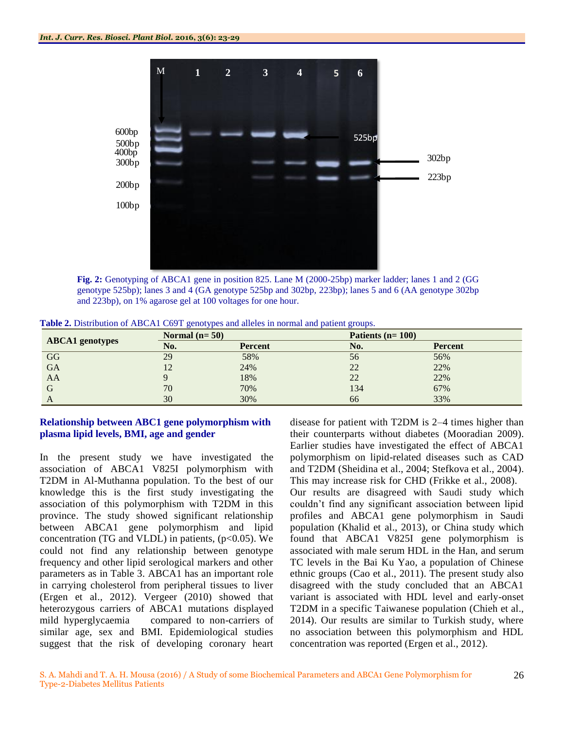Fig. 2: Genotyping of ABCA1 gene in position 825. Lane M (2000-25bp) marker ladder; lanes 1 and 2 (GG genotype 525bp); lanes 3 and 4 (GA genotype 525bp and 302bp, 223bp); lanes 5 and 6 (AA genotype 302bp and 223bp), on 1% agarose gel at 100 voltages for one hour.

**Table 2.** Distribution of ABCA1 C69T genotypes and alleles in normal and patient groups.

| ABCA1 genotypes | Normal (n= 50) | | Patients (n= 100) | |
|---|---|---|---|---|
| | No. | Percent | No. | Percent |
| GG | 29 | 58% | 56 | 56% |
| GA | 12 | 24% | 22 | 22% |
| AA | 9 | 18% | 22 | 22% |
| G | 70 | 70% | 134 | 67% |
| A | 30 | 30% | 66 | 33% |

### Relationship between ABC1 gene polymorphism with plasma lipid levels, BMI, age and gender

In the present study we have investigated the association of ABCA1 V825I polymorphism with T2DM in Al-Muthanna population. To the best of our knowledge this is the first study investigating the association of this polymorphism with T2DM in this province. The study showed significant relationship between ABCA1 gene polymorphism and lipid concentration (TG and VLDL) in patients, ($p<0.05$). We could not find any relationship between genotype frequency and other lipid serological markers and other parameters as in Table 3. ABCA1 has an important role in carrying cholesterol from peripheral tissues to liver (Ergen et al., 2012). Vergeer (2010) showed that heterozygous carriers of ABCA1 mutations displayed mild hyperglycaemia compared to non-carriers of similar age, sex and BMI. Epidemiological studies suggest that the risk of developing coronary heart disease for patient with T2DM is 2–4 times higher than their counterparts without diabetes (Mooradian 2009). Earlier studies have investigated the effect of ABCA1 polymorphism on lipid-related diseases such as CAD and T2DM (Sheidina et al., 2004; Stefkova et al., 2004). This may increase risk for CHD (Frikke et al., 2008).

Our results are disagreed with Saudi study which couldn't find any significant association between lipid profiles and ABCA1 gene polymorphism in Saudi population (Khalid et al., 2013), or China study which found that ABCA1 V825I gene polymorphism is associated with male serum HDL in the Han, and serum TC levels in the Bai Ku Yao, a population of Chinese ethnic groups (Cao et al., 2011). The present study also disagreed with the study concluded that an ABCA1 variant is associated with HDL level and early-onset T2DM in a specific Taiwanese population (Chieh et al., 2014). Our results are similar to Turkish study, where no association between this polymorphism and HDL concentration was reported (Ergen et al., 2012).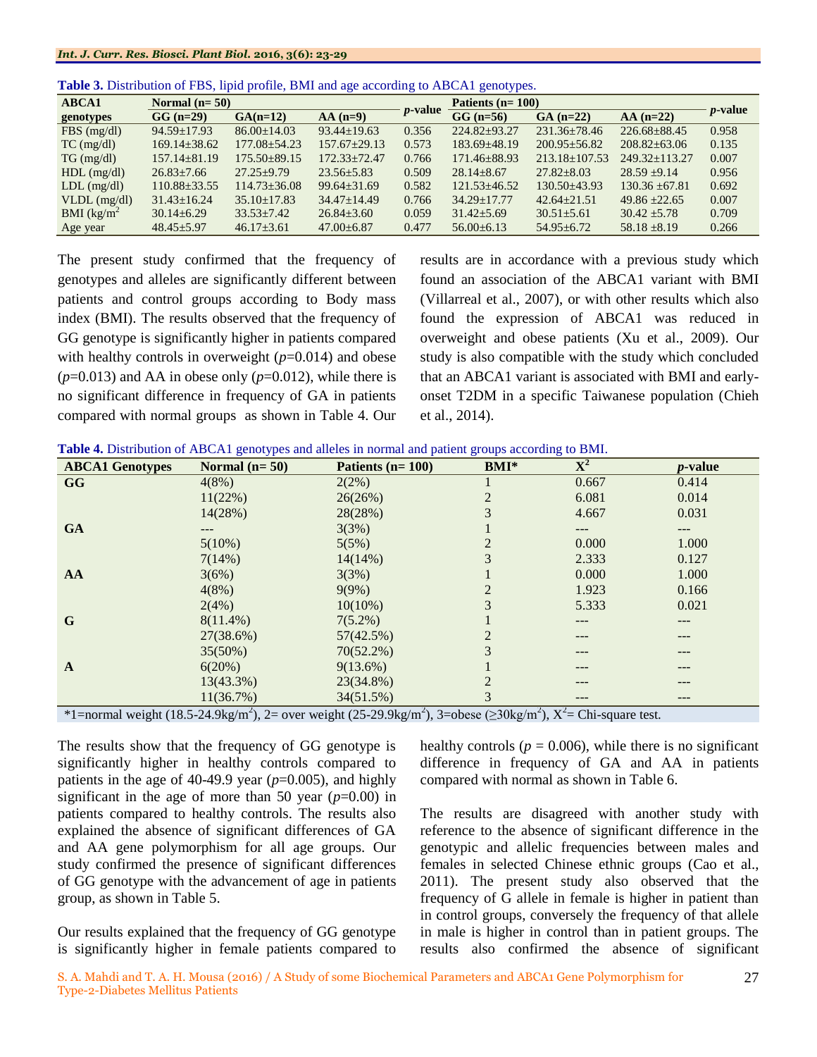**Table 3.** Distribution of FBS, lipid profile, BMI and age according to ABCA1 genotypes.

| ABCA1 genotypes | Normal (n= 50) | | | *p*-value | Patients (n= 100) | | | *p*-value |
|---|---|---|---|---|---|---|---|---|
| | GG (n=29) | GA(n=12) | AA (n=9) | | GG (n=56) | GA (n=22) | AA (n=22) | |
| FBS (mg/dl) | 94.59±17.93 | 86.00±14.03 | 93.44±19.63 | 0.356 | 224.82±93.27 | 231.36±78.46 | 226.68±88.45 | 0.958 |
| TC (mg/dl) | 169.14±38.62 | 177.08±54.23 | 157.67±29.13 | 0.573 | 183.69±48.19 | 200.95±56.82 | 208.82±63.06 | 0.135 |
| TG (mg/dl) | 157.14±81.19 | 175.50±89.15 | 172.33±72.47 | 0.766 | 171.46±88.93 | 213.18±107.53 | 249.32±113.27 | 0.007 |
| HDL (mg/dl) | 26.83±7.66 | 27.25±9.79 | 23.56±5.83 | 0.509 | 28.14±8.67 | 27.82±8.03 | 28.59 ±9.14 | 0.956 |
| LDL (mg/dl) | 110.88±33.55 | 114.73±36.08 | 99.64±31.69 | 0.582 | 121.53±46.52 | 130.50±43.93 | 130.36 ±67.81 | 0.692 |
| VLDL (mg/dl) | 31.43±16.24 | 35.10±17.83 | 34.47±14.49 | 0.766 | 34.29±17.77 | 42.64±21.51 | 49.86 ±22.65 | 0.007 |
| BMI ($kg/m^2$) | 30.14±6.29 | 33.53±7.42 | 26.84±3.60 | 0.059 | 31.42±5.69 | 30.51±5.61 | 30.42 ±5.78 | 0.709 |
| Age year | 48.45±5.97 | 46.17±3.61 | 47.00±6.87 | 0.477 | 56.00±6.13 | 54.95±6.72 | 58.18 ±8.19 | 0.266 |

The present study confirmed that the frequency of genotypes and alleles are significantly different between patients and control groups according to Body mass index (BMI). The results observed that the frequency of GG genotype is significantly higher in patients compared with healthy controls in overweight ($p$=0.014) and obese ($p$=0.013) and AA in obese only ($p$=0.012), while there is no significant difference in frequency of GA in patients compared with normal groups as shown in Table 4. Our results are in accordance with a previous study which found an association of the ABCA1 variant with BMI (Villarreal et al., 2007), or with other results which also found the expression of ABCA1 was reduced in overweight and obese patients (Xu et al., 2009). Our study is also compatible with the study which concluded that an ABCA1 variant is associated with BMI and early-onset T2DM in a specific Taiwanese population (Chieh et al., 2014).

**Table 4.** Distribution of ABCA1 genotypes and alleles in normal and patient groups according to BMI.

| ABCA1 Genotypes | Normal (n= 50) | Patients (n= 100) | BMI* | $X^2$ | *p*-value |
|---|---|---|---|---|---|
| **GG** | 4(8%) | 2(2%) | 1 | 0.667 | 0.414 |
| | 11(22%) | 26(26%) | 2 | 6.081 | 0.014 |
| | 14(28%) | 28(28%) | 3 | 4.667 | 0.031 |
| **GA** | --- | 3(3%) | 1 | --- | --- |
| | 5(10%) | 5(5%) | 2 | 0.000 | 1.000 |
| | 7(14%) | 14(14%) | 3 | 2.333 | 0.127 |
| **AA** | 3(6%) | 3(3%) | 1 | 0.000 | 1.000 |
| | 4(8%) | 9(9%) | 2 | 1.923 | 0.166 |
| | 2(4%) | 10(10%) | 3 | 5.333 | 0.021 |
| **G** | 8(11.4%) | 7(5.2%) | 1 | --- | --- |
| | 27(38.6%) | 57(42.5%) | 2 | --- | --- |
| | 35(50%) | 70(52.2%) | 3 | --- | --- |
| **A** | 6(20%) | 9(13.6%) | 1 | --- | --- |
| | 13(43.3%) | 23(34.8%) | 2 | --- | --- |
| | 11(36.7%) | 34(51.5%) | 3 | --- | --- |

*1=normal weight (18.5-24.9$kg/m^2$), 2= over weight (25-29.9$kg/m^2$), 3=obese (≥30$kg/m^2$), $X^2$= Chi-square test.

The results show that the frequency of GG genotype is significantly higher in healthy controls compared to patients in the age of 40-49.9 year ($p$=0.005), and highly significant in the age of more than 50 year ($p$=0.00) in patients compared to healthy controls. The results also explained the absence of significant differences of GA and AA gene polymorphism for all age groups. Our study confirmed the presence of significant differences of GG genotype with the advancement of age in patients group, as shown in Table 5.

Our results explained that the frequency of GG genotype is significantly higher in female patients compared to healthy controls ($p$ = 0.006), while there is no significant difference in frequency of GA and AA in patients compared with normal as shown in Table 6.

The results are disagreed with another study with reference to the absence of significant difference in the genotypic and allelic frequencies between males and females in selected Chinese ethnic groups (Cao et al., 2011). The present study also observed that the frequency of G allele in female is higher in patient than in control groups, conversely the frequency of that allele in male is higher in control than in patient groups. The results also confirmed the absence of significant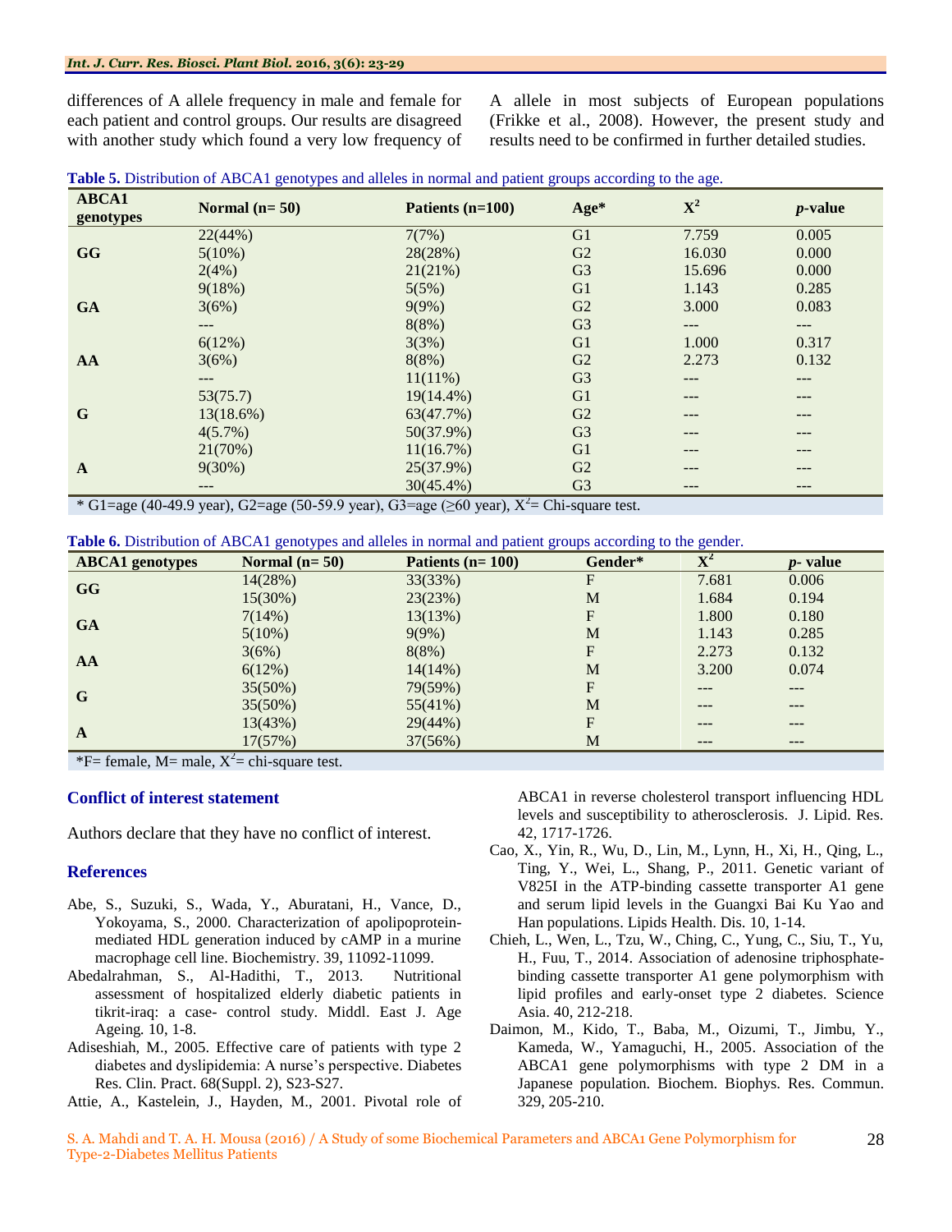differences of A allele frequency in male and female for each patient and control groups. Our results are disagreed with another study which found a very low frequency of A allele in most subjects of European populations (Frikke et al., 2008). However, the present study and results need to be confirmed in further detailed studies.

**Table 5.** Distribution of ABCA1 genotypes and alleles in normal and patient groups according to the age.

| ABCA1 genotypes | Normal (n= 50) | Patients (n=100) | Age* | $X^2$ | *p*-value |
|---|---|---|---|---|---|
| GG | 22(44%) | 7(7%) | G1 | 7.759 | 0.005 |
| | 5(10%) | 28(28%) | G2 | 16.030 | 0.000 |
| | 2(4%) | 21(21%) | G3 | 15.696 | 0.000 |
| GA | 9(18%) | 5(5%) | G1 | 1.143 | 0.285 |
| | 3(6%) | 9(9%) | G2 | 3.000 | 0.083 |
| | --- | 8(8%) | G3 | --- | --- |
| AA | 6(12%) | 3(3%) | G1 | 1.000 | 0.317 |
| | 3(6%) | 8(8%) | G2 | 2.273 | 0.132 |
| | --- | 11(11%) | G3 | --- | --- |
| G | 53(75.7) | 19(14.4%) | G1 | --- | --- |
| | 13(18.6%) | 63(47.7%) | G2 | --- | --- |
| | 4(5.7%) | 50(37.9%) | G3 | --- | --- |
| A | 21(70%) | 11(16.7%) | G1 | --- | --- |
| | 9(30%) | 25(37.9%) | G2 | --- | --- |
| | --- | 30(45.4%) | G3 | --- | --- |

\* G1=age (40-49.9 year), G2=age (50-59.9 year), G3=age (≥60 year), $X^2$= Chi-square test.

**Table 6.** Distribution of ABCA1 genotypes and alleles in normal and patient groups according to the gender.

| ABCA1 genotypes | Normal (n= 50) | Patients (n= 100) | Gender* | $X^2$ | *p*- value |
|---|---|---|---|---|---|
| GG | 14(28%) | 33(33%) | F | 7.681 | 0.006 |
| | 15(30%) | 23(23%) | M | 1.684 | 0.194 |
| GA | 7(14%) | 13(13%) | F | 1.800 | 0.180 |
| | 5(10%) | 9(9%) | M | 1.143 | 0.285 |
| AA | 3(6%) | 8(8%) | F | 2.273 | 0.132 |
| | 6(12%) | 14(14%) | M | 3.200 | 0.074 |
| G | 35(50%) | 79(59%) | F | --- | --- |
| | 35(50%) | 55(41%) | M | --- | --- |
| A | 13(43%) | 29(44%) | F | --- | --- |
| | 17(57%) | 37(56%) | M | --- | --- |

*F= female, M= male, $X^2$= chi-square test.

## Conflict of interest statement

Authors declare that they have no conflict of interest.

## References

Abe, S., Suzuki, S., Wada, Y., Aburatani, H., Vance, D., Yokoyama, S., 2000. Characterization of apolipoprotein-mediated HDL generation induced by cAMP in a murine macrophage cell line. Biochemistry. 39, 11092-11099.

Abedalrahman, S., Al-Hadithi, T., 2013. Nutritional assessment of hospitalized elderly diabetic patients in tikrit-iraq: a case- control study. Middl. East J. Age Ageing. 10, 1-8.

Adiseshiah, M., 2005. Effective care of patients with type 2 diabetes and dyslipidemia: A nurse's perspective. Diabetes Res. Clin. Pract. 68(Suppl. 2), S23-S27.

Attie, A., Kastelein, J., Hayden, M., 2001. Pivotal role of ABCA1 in reverse cholesterol transport influencing HDL levels and susceptibility to atherosclerosis. J. Lipid. Res. 42, 1717-1726.

Cao, X., Yin, R., Wu, D., Lin, M., Lynn, H., Xi, H., Qing, L., Ting, Y., Wei, L., Shang, P., 2011. Genetic variant of V825I in the ATP-binding cassette transporter A1 gene and serum lipid levels in the Guangxi Bai Ku Yao and Han populations. Lipids Health. Dis. 10, 1-14.

Chieh, L., Wen, L., Tzu, W., Ching, C., Yung, C., Siu, T., Yu, H., Fuu, T., 2014. Association of adenosine triphosphate-binding cassette transporter A1 gene polymorphism with lipid profiles and early-onset type 2 diabetes. Science Asia. 40, 212-218.

Daimon, M., Kido, T., Baba, M., Oizumi, T., Jimbu, Y., Kameda, W., Yamaguchi, H., 2005. Association of the ABCA1 gene polymorphisms with type 2 DM in a Japanese population. Biochem. Biophys. Res. Commun. 329, 205-210.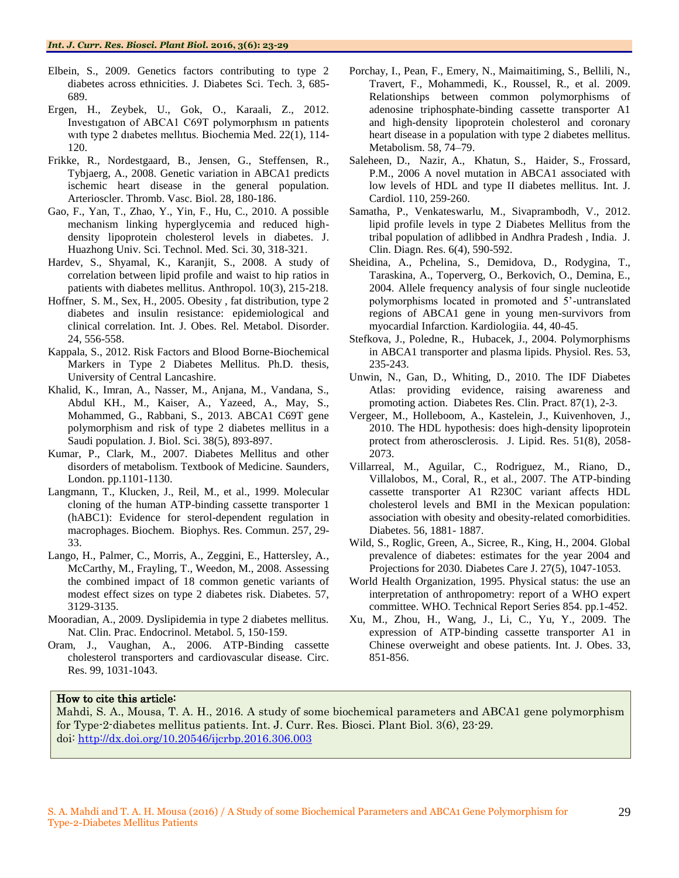Elbein, S., 2009. Genetics factors contributing to type 2 diabetes across ethnicities. J. Diabetes Sci. Tech. 3, 685-689.

Ergen, H., Zeybek, U., Gok, O., Karaali, Z., 2012. Investıgatıon of ABCA1 C69T polymorphısm ın patıents wıth type 2 dıabetes mellıtus. Biochemia Med. 22(1), 114-120.

Frikke, R., Nordestgaard, B., Jensen, G., Steffensen, R., Tybjaerg, A., 2008. Genetic variation in ABCA1 predicts ischemic heart disease in the general population. Arterioscler. Thromb. Vasc. Biol. 28, 180-186.

Gao, F., Yan, T., Zhao, Y., Yin, F., Hu, C., 2010. A possible mechanism linking hyperglycemia and reduced high-density lipoprotein cholesterol levels in diabetes. J. Huazhong Univ. Sci. Technol. Med. Sci. 30, 318-321.

Hardev, S., Shyamal, K., Karanjit, S., 2008. A study of correlation between lipid profile and waist to hip ratios in patients with diabetes mellitus. Anthropol. 10(3), 215-218.

Hoffner, S. M., Sex, H., 2005. Obesity , fat distribution, type 2 diabetes and insulin resistance: epidemiological and clinical correlation. Int. J. Obes. Rel. Metabol. Disorder. 24, 556-558.

Kappala, S., 2012. Risk Factors and Blood Borne-Biochemical Markers in Type 2 Diabetes Mellitus. Ph.D. thesis, University of Central Lancashire.

Khalid, K., Imran, A., Nasser, M., Anjana, M., Vandana, S., Abdul KH., M., Kaiser, A., Yazeed, A., May, S., Mohammed, G., Rabbani, S., 2013. ABCA1 C69T gene polymorphism and risk of type 2 diabetes mellitus in a Saudi population. J. Biol. Sci. 38(5), 893-897.

Kumar, P., Clark, M., 2007. Diabetes Mellitus and other disorders of metabolism. Textbook of Medicine. Saunders, London. pp.1101-1130.

Langmann, T., Klucken, J., Reil, M., et al., 1999. Molecular cloning of the human ATP-binding cassette transporter 1 (hABC1): Evidence for sterol-dependent regulation in macrophages. Biochem. Biophys. Res. Commun. 257, 29-33.

Lango, H., Palmer, C., Morris, A., Zeggini, E., Hattersley, A., McCarthy, M., Frayling, T., Weedon, M., 2008. Assessing the combined impact of 18 common genetic variants of modest effect sizes on type 2 diabetes risk. Diabetes. 57, 3129-3135.

Mooradian, A., 2009. Dyslipidemia in type 2 diabetes mellitus. Nat. Clin. Prac. Endocrinol. Metabol. 5, 150-159.

Oram, J., Vaughan, A., 2006. ATP-Binding cassette cholesterol transporters and cardiovascular disease. Circ. Res. 99, 1031-1043.

Porchay, I., Pean, F., Emery, N., Maimaitiming, S., Bellili, N., Travert, F., Mohammedi, K., Roussel, R., et al. 2009. Relationships between common polymorphisms of adenosine triphosphate-binding cassette transporter A1 and high-density lipoprotein cholesterol and coronary heart disease in a population with type 2 diabetes mellitus. Metabolism. 58, 74–79.

Saleheen, D., Nazir, A., Khatun, S., Haider, S., Frossard, P.M., 2006 A novel mutation in ABCA1 associated with low levels of HDL and type II diabetes mellitus. Int. J. Cardiol. 110, 259-260.

Samatha, P., Venkateswarlu, M., Sivaprambodh, V., 2012. lipid profile levels in type 2 Diabetes Mellitus from the tribal population of adlibbed in Andhra Pradesh , India. J. Clin. Diagn. Res. 6(4), 590-592.

Sheidina, A., Pchelina, S., Demidova, D., Rodygina, T., Taraskina, A., Toperverg, O., Berkovich, O., Demina, E., 2004. Allele frequency analysis of four single nucleotide polymorphisms located in promoted and 5'-untranslated regions of ABCA1 gene in young men-survivors from myocardial Infarction. Kardiologiia. 44, 40-45.

Stefkova, J., Poledne, R., Hubacek, J., 2004. Polymorphisms in ABCA1 transporter and plasma lipids. Physiol. Res. 53, 235-243.

Unwin, N., Gan, D., Whiting, D., 2010. The IDF Diabetes Atlas: providing evidence, raising awareness and promoting action. Diabetes Res. Clin. Pract. 87(1), 2-3.

Vergeer, M., Holleboom, A., Kastelein, J., Kuivenhoven, J., 2010. The HDL hypothesis: does high-density lipoprotein protect from atherosclerosis. J. Lipid. Res. 51(8), 2058-2073.

Villarreal, M., Aguilar, C., Rodriguez, M., Riano, D., Villalobos, M., Coral, R., et al., 2007. The ATP-binding cassette transporter A1 R230C variant affects HDL cholesterol levels and BMI in the Mexican population: association with obesity and obesity-related comorbidities. Diabetes. 56, 1881- 1887.

Wild, S., Roglic, Green, A., Sicree, R., King, H., 2004. Global prevalence of diabetes: estimates for the year 2004 and Projections for 2030. Diabetes Care J. 27(5), 1047-1053.

World Health Organization, 1995. Physical status: the use an interpretation of anthropometry: report of a WHO expert committee. WHO. Technical Report Series 854. pp.1-452.

Xu, M., Zhou, H., Wang, J., Li, C., Yu, Y., 2009. The expression of ATP-binding cassette transporter A1 in Chinese overweight and obese patients. Int. J. Obes. 33, 851-856.

**How to cite this article:**

Mahdi, S. A., Mousa, T. A. H., 2016. A study of some biochemical parameters and ABCA1 gene polymorphism for Type-2-diabetes mellitus patients. Int. J. Curr. Res. Biosci. Plant Biol. 3(6), 23-29.
doi: http://dx.doi.org/10.20546/ijcrbp.2016.306.003